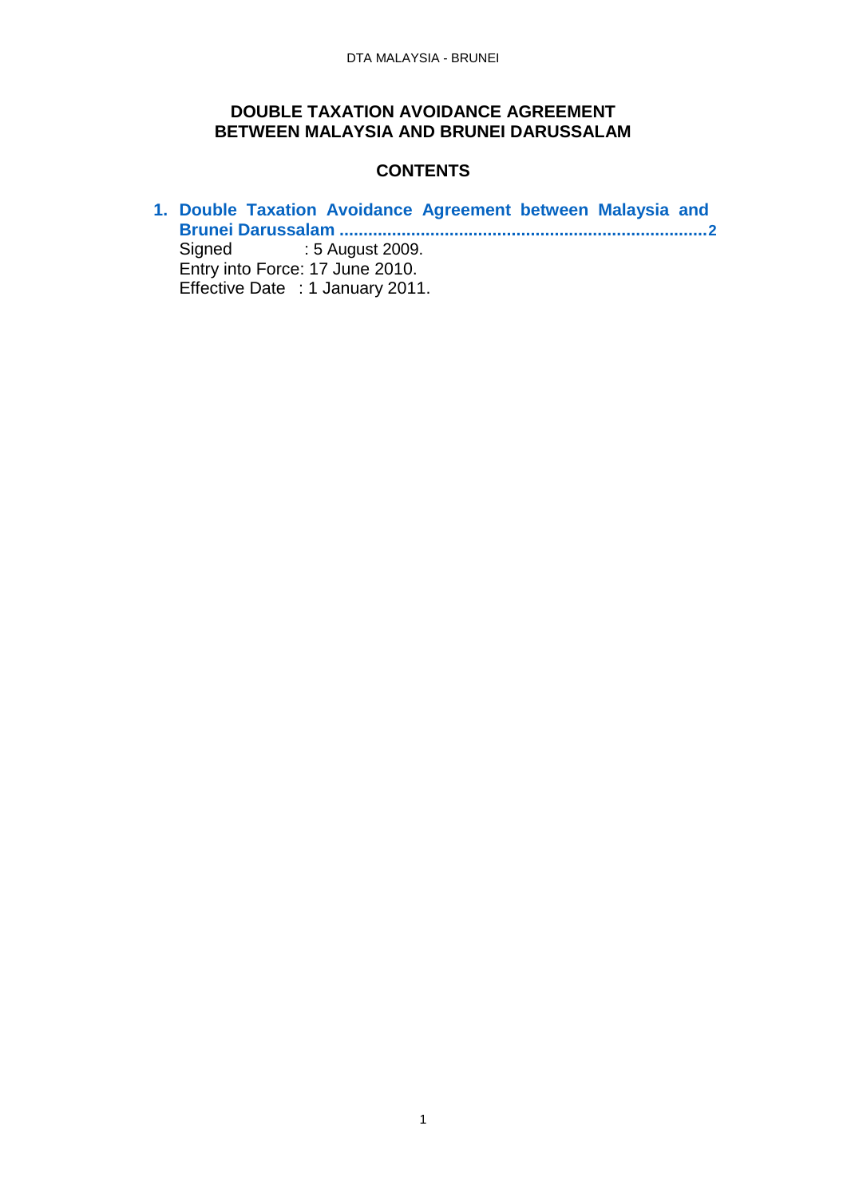# DOUBLE TAXATION AVOIDANCE AGREEMENT BETWEEN MALAYSIA AND BRUNEI DARUSSALAM

## CONTENTS

1. **Double Taxation Avoidance Agreement between Malaysia and Brunei Darussalam ............................................................................2**
   Signed : 5 August 2009.
   Entry into Force: 17 June 2010.
   Effective Date : 1 January 2011.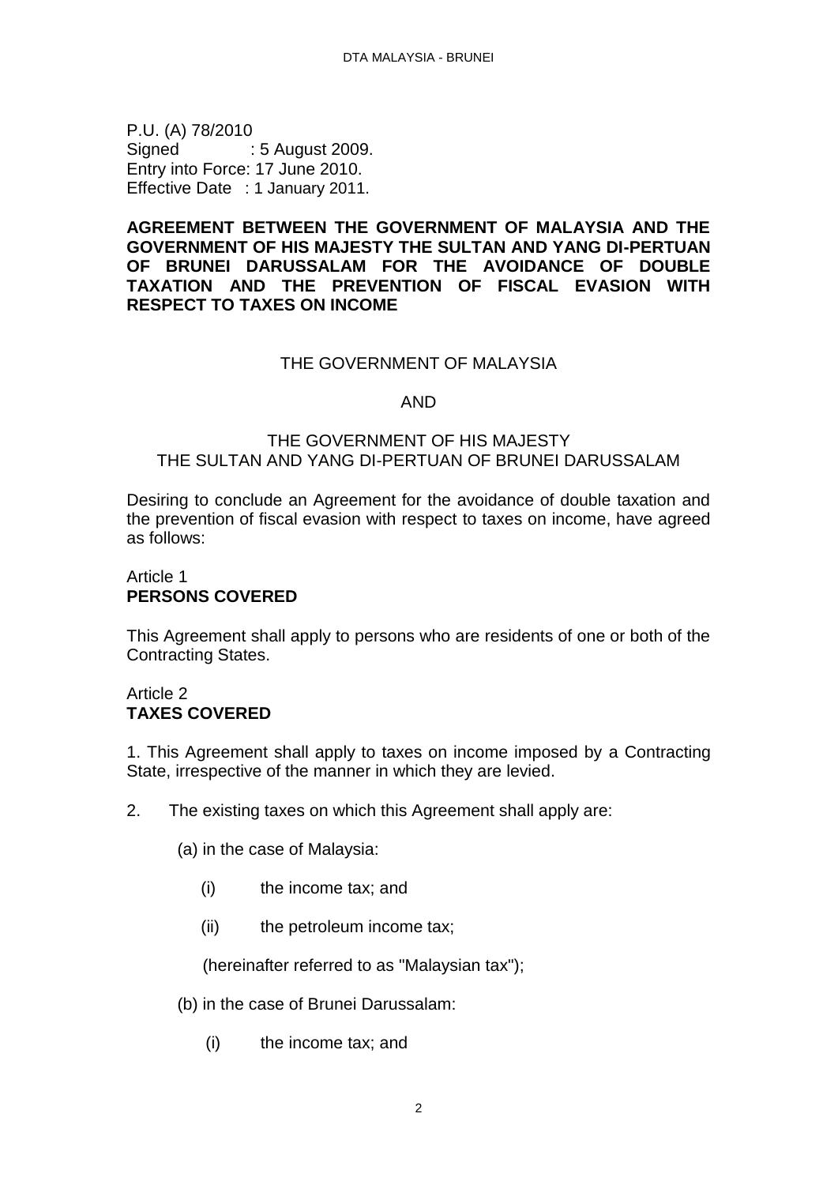P.U. (A) 78/2010
Signed : 5 August 2009.
Entry into Force: 17 June 2010.
Effective Date : 1 January 2011.

**AGREEMENT BETWEEN THE GOVERNMENT OF MALAYSIA AND THE GOVERNMENT OF HIS MAJESTY THE SULTAN AND YANG DI-PERTUAN OF BRUNEI DARUSSALAM FOR THE AVOIDANCE OF DOUBLE TAXATION AND THE PREVENTION OF FISCAL EVASION WITH RESPECT TO TAXES ON INCOME**

THE GOVERNMENT OF MALAYSIA

AND

THE GOVERNMENT OF HIS MAJESTY
THE SULTAN AND YANG DI-PERTUAN OF BRUNEI DARUSSALAM

Desiring to conclude an Agreement for the avoidance of double taxation and the prevention of fiscal evasion with respect to taxes on income, have agreed as follows:

Article 1
**PERSONS COVERED**

This Agreement shall apply to persons who are residents of one or both of the Contracting States.

Article 2
**TAXES COVERED**

1. This Agreement shall apply to taxes on income imposed by a Contracting State, irrespective of the manner in which they are levied.

2. The existing taxes on which this Agreement shall apply are:

(a) in the case of Malaysia:

(i) the income tax; and

(ii) the petroleum income tax;

(hereinafter referred to as "Malaysian tax");

(b) in the case of Brunei Darussalam:

(i) the income tax; and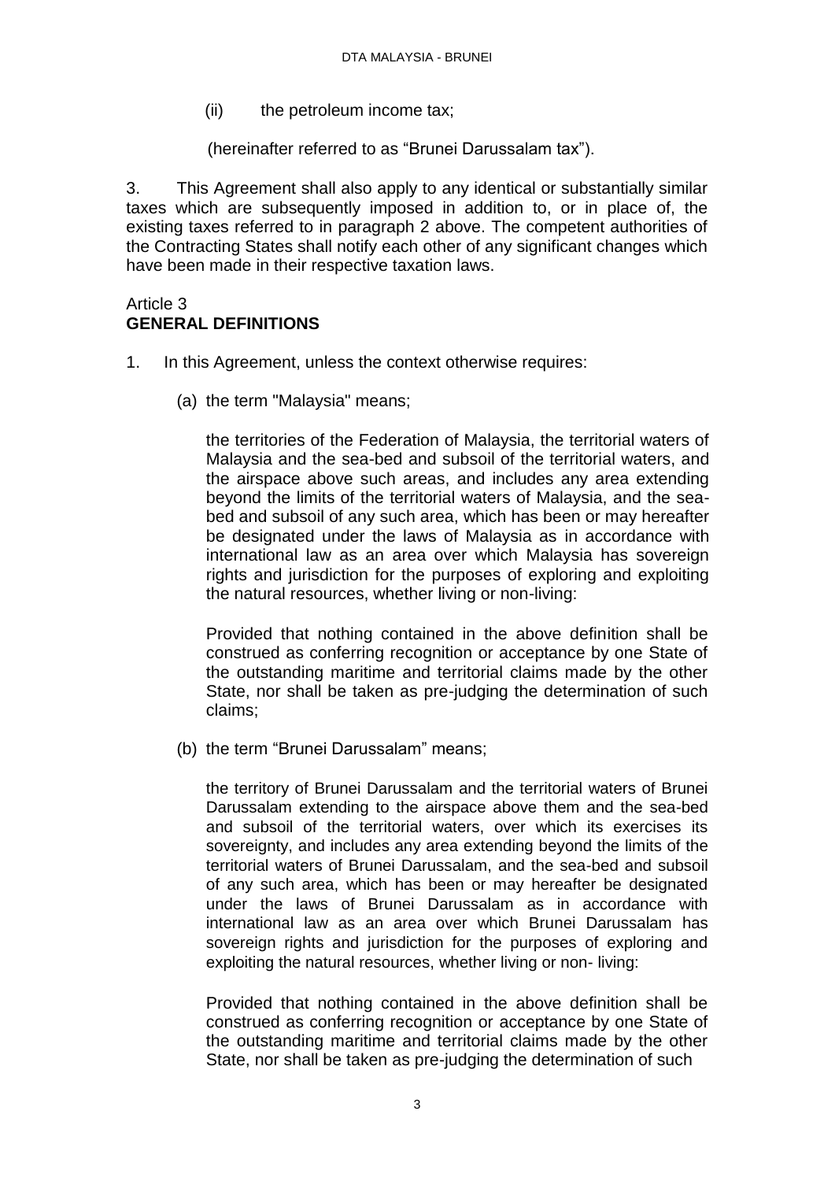(ii) the petroleum income tax;

(hereinafter referred to as "Brunei Darussalam tax").

3. This Agreement shall also apply to any identical or substantially similar taxes which are subsequently imposed in addition to, or in place of, the existing taxes referred to in paragraph 2 above. The competent authorities of the Contracting States shall notify each other of any significant changes which have been made in their respective taxation laws.

Article 3
**GENERAL DEFINITIONS**

1. In this Agreement, unless the context otherwise requires:

(a) the term "Malaysia" means;

the territories of the Federation of Malaysia, the territorial waters of Malaysia and the sea-bed and subsoil of the territorial waters, and the airspace above such areas, and includes any area extending beyond the limits of the territorial waters of Malaysia, and the sea-bed and subsoil of any such area, which has been or may hereafter be designated under the laws of Malaysia as in accordance with international law as an area over which Malaysia has sovereign rights and jurisdiction for the purposes of exploring and exploiting the natural resources, whether living or non-living:

Provided that nothing contained in the above definition shall be construed as conferring recognition or acceptance by one State of the outstanding maritime and territorial claims made by the other State, nor shall be taken as pre-judging the determination of such claims;

(b) the term "Brunei Darussalam" means;

the territory of Brunei Darussalam and the territorial waters of Brunei Darussalam extending to the airspace above them and the sea-bed and subsoil of the territorial waters, over which its exercises its sovereignty, and includes any area extending beyond the limits of the territorial waters of Brunei Darussalam, and the sea-bed and subsoil of any such area, which has been or may hereafter be designated under the laws of Brunei Darussalam as in accordance with international law as an area over which Brunei Darussalam has sovereign rights and jurisdiction for the purposes of exploring and exploiting the natural resources, whether living or non- living:

Provided that nothing contained in the above definition shall be construed as conferring recognition or acceptance by one State of the outstanding maritime and territorial claims made by the other State, nor shall be taken as pre-judging the determination of such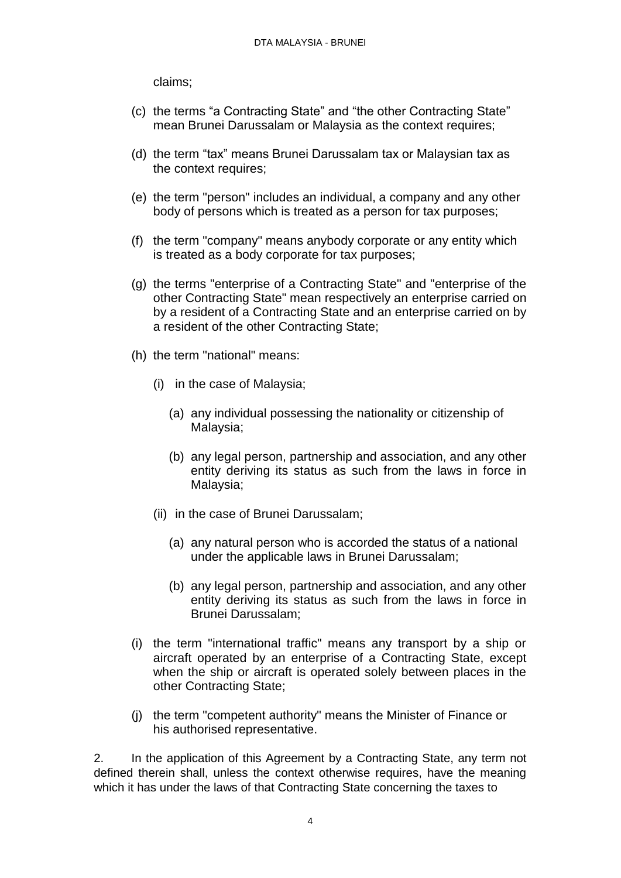claims;

(c) the terms “a Contracting State” and “the other Contracting State” mean Brunei Darussalam or Malaysia as the context requires;

(d) the term “tax” means Brunei Darussalam tax or Malaysian tax as the context requires;

(e) the term "person" includes an individual, a company and any other body of persons which is treated as a person for tax purposes;

(f) the term "company" means anybody corporate or any entity which is treated as a body corporate for tax purposes;

(g) the terms "enterprise of a Contracting State" and "enterprise of the other Contracting State" mean respectively an enterprise carried on by a resident of a Contracting State and an enterprise carried on by a resident of the other Contracting State;

(h) the term "national" means:

   (i) in the case of Malaysia;

      (a) any individual possessing the nationality or citizenship of Malaysia;

      (b) any legal person, partnership and association, and any other entity deriving its status as such from the laws in force in Malaysia;

   (ii) in the case of Brunei Darussalam;

      (a) any natural person who is accorded the status of a national under the applicable laws in Brunei Darussalam;

      (b) any legal person, partnership and association, and any other entity deriving its status as such from the laws in force in Brunei Darussalam;

(i) the term "international traffic" means any transport by a ship or aircraft operated by an enterprise of a Contracting State, except when the ship or aircraft is operated solely between places in the other Contracting State;

(j) the term "competent authority" means the Minister of Finance or his authorised representative.

2. In the application of this Agreement by a Contracting State, any term not defined therein shall, unless the context otherwise requires, have the meaning which it has under the laws of that Contracting State concerning the taxes to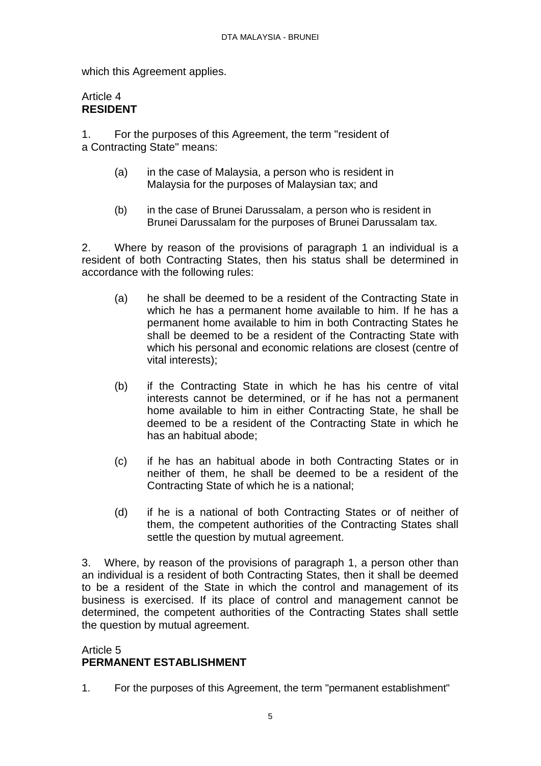which this Agreement applies.

Article 4
**RESIDENT**

1. For the purposes of this Agreement, the term "resident of a Contracting State" means:

(a) in the case of Malaysia, a person who is resident in Malaysia for the purposes of Malaysian tax; and

(b) in the case of Brunei Darussalam, a person who is resident in Brunei Darussalam for the purposes of Brunei Darussalam tax.

2. Where by reason of the provisions of paragraph 1 an individual is a resident of both Contracting States, then his status shall be determined in accordance with the following rules:

(a) he shall be deemed to be a resident of the Contracting State in which he has a permanent home available to him. If he has a permanent home available to him in both Contracting States he shall be deemed to be a resident of the Contracting State with which his personal and economic relations are closest (centre of vital interests);

(b) if the Contracting State in which he has his centre of vital interests cannot be determined, or if he has not a permanent home available to him in either Contracting State, he shall be deemed to be a resident of the Contracting State in which he has an habitual abode;

(c) if he has an habitual abode in both Contracting States or in neither of them, he shall be deemed to be a resident of the Contracting State of which he is a national;

(d) if he is a national of both Contracting States or of neither of them, the competent authorities of the Contracting States shall settle the question by mutual agreement.

3. Where, by reason of the provisions of paragraph 1, a person other than an individual is a resident of both Contracting States, then it shall be deemed to be a resident of the State in which the control and management of its business is exercised. If its place of control and management cannot be determined, the competent authorities of the Contracting States shall settle the question by mutual agreement.

Article 5
**PERMANENT ESTABLISHMENT**

1. For the purposes of this Agreement, the term "permanent establishment"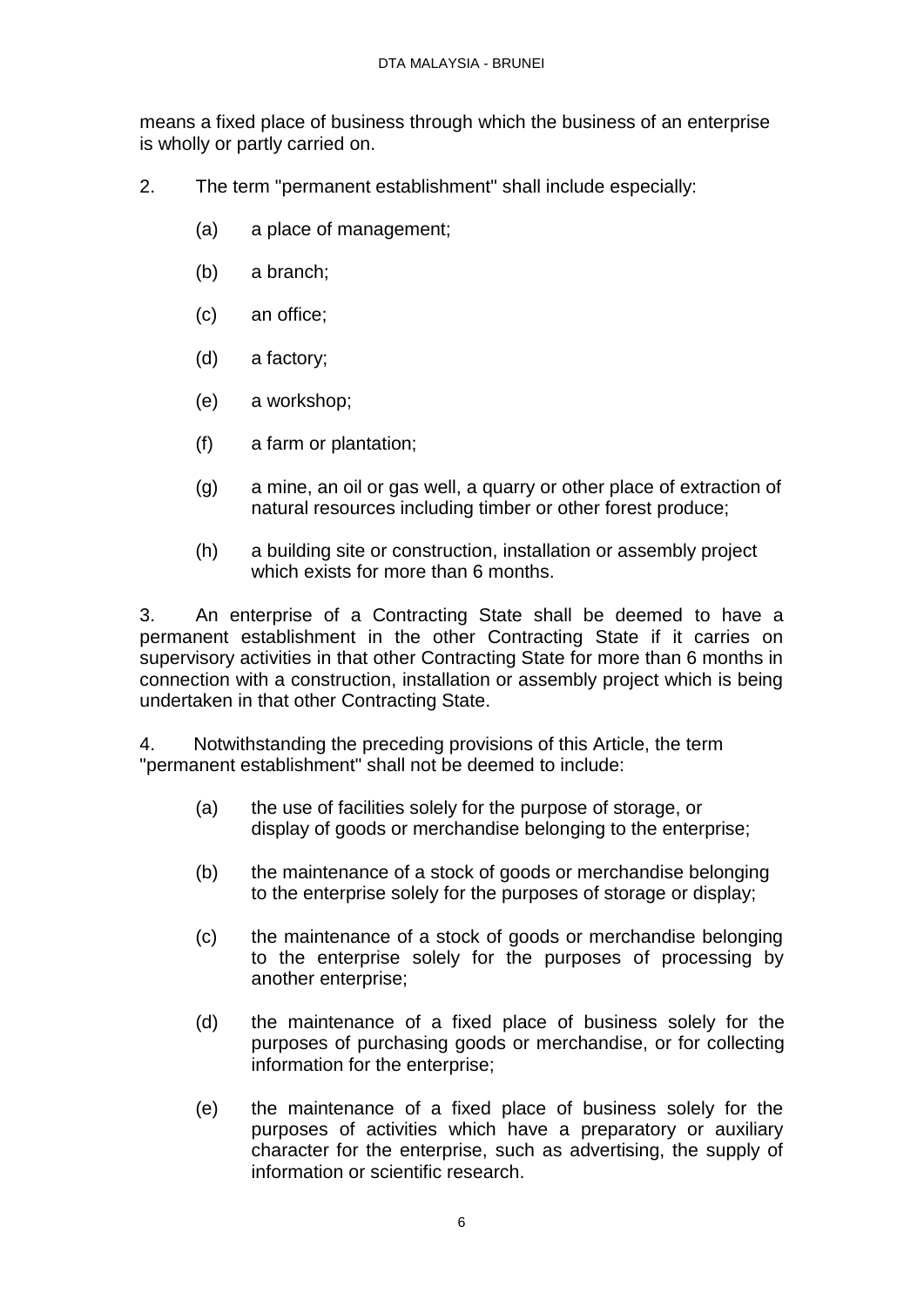means a fixed place of business through which the business of an enterprise is wholly or partly carried on.

2. The term "permanent establishment" shall include especially:

(a) a place of management;

(b) a branch;

(c) an office;

(d) a factory;

(e) a workshop;

(f) a farm or plantation;

(g) a mine, an oil or gas well, a quarry or other place of extraction of natural resources including timber or other forest produce;

(h) a building site or construction, installation or assembly project which exists for more than 6 months.

3. An enterprise of a Contracting State shall be deemed to have a permanent establishment in the other Contracting State if it carries on supervisory activities in that other Contracting State for more than 6 months in connection with a construction, installation or assembly project which is being undertaken in that other Contracting State.

4. Notwithstanding the preceding provisions of this Article, the term "permanent establishment" shall not be deemed to include:

(a) the use of facilities solely for the purpose of storage, or display of goods or merchandise belonging to the enterprise;

(b) the maintenance of a stock of goods or merchandise belonging to the enterprise solely for the purposes of storage or display;

(c) the maintenance of a stock of goods or merchandise belonging to the enterprise solely for the purposes of processing by another enterprise;

(d) the maintenance of a fixed place of business solely for the purposes of purchasing goods or merchandise, or for collecting information for the enterprise;

(e) the maintenance of a fixed place of business solely for the purposes of activities which have a preparatory or auxiliary character for the enterprise, such as advertising, the supply of information or scientific research.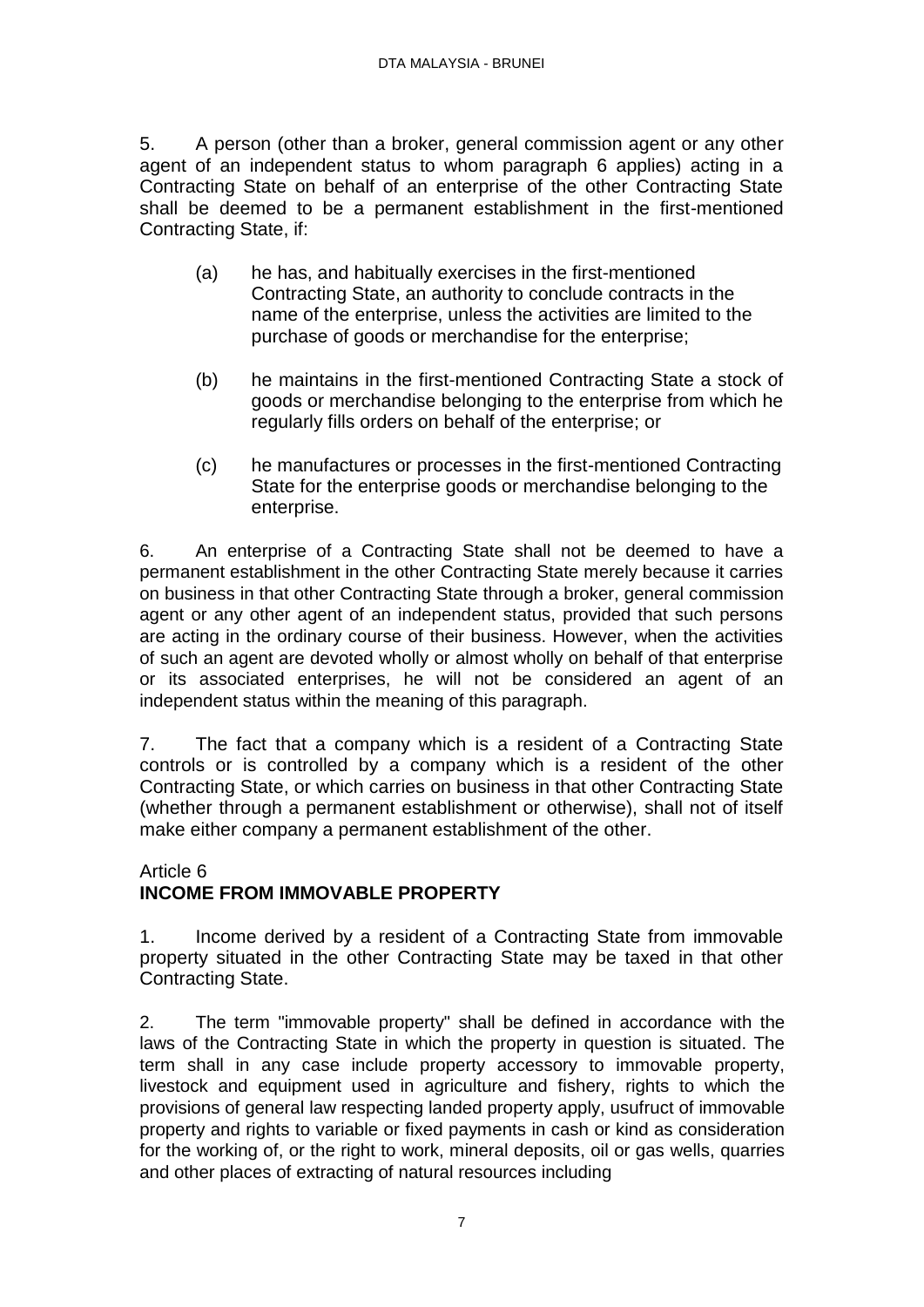5. A person (other than a broker, general commission agent or any other agent of an independent status to whom paragraph 6 applies) acting in a Contracting State on behalf of an enterprise of the other Contracting State shall be deemed to be a permanent establishment in the first-mentioned Contracting State, if:

(a) he has, and habitually exercises in the first-mentioned Contracting State, an authority to conclude contracts in the name of the enterprise, unless the activities are limited to the purchase of goods or merchandise for the enterprise;

(b) he maintains in the first-mentioned Contracting State a stock of goods or merchandise belonging to the enterprise from which he regularly fills orders on behalf of the enterprise; or

(c) he manufactures or processes in the first-mentioned Contracting State for the enterprise goods or merchandise belonging to the enterprise.

6. An enterprise of a Contracting State shall not be deemed to have a permanent establishment in the other Contracting State merely because it carries on business in that other Contracting State through a broker, general commission agent or any other agent of an independent status, provided that such persons are acting in the ordinary course of their business. However, when the activities of such an agent are devoted wholly or almost wholly on behalf of that enterprise or its associated enterprises, he will not be considered an agent of an independent status within the meaning of this paragraph.

7. The fact that a company which is a resident of a Contracting State controls or is controlled by a company which is a resident of the other Contracting State, or which carries on business in that other Contracting State (whether through a permanent establishment or otherwise), shall not of itself make either company a permanent establishment of the other.

## Article 6
## INCOME FROM IMMOVABLE PROPERTY

1. Income derived by a resident of a Contracting State from immovable property situated in the other Contracting State may be taxed in that other Contracting State.

2. The term "immovable property" shall be defined in accordance with the laws of the Contracting State in which the property in question is situated. The term shall in any case include property accessory to immovable property, livestock and equipment used in agriculture and fishery, rights to which the provisions of general law respecting landed property apply, usufruct of immovable property and rights to variable or fixed payments in cash or kind as consideration for the working of, or the right to work, mineral deposits, oil or gas wells, quarries and other places of extracting of natural resources including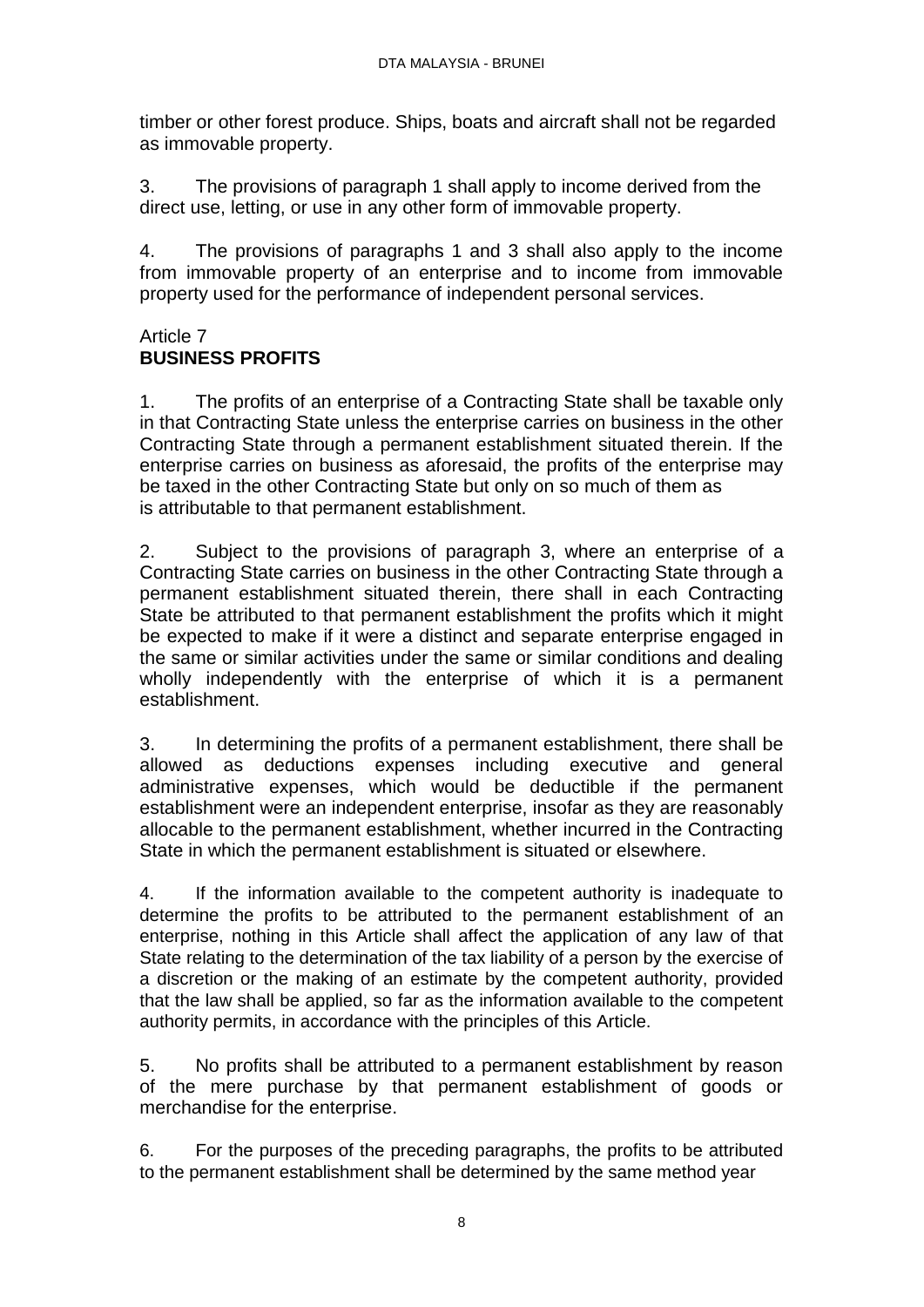timber or other forest produce. Ships, boats and aircraft shall not be regarded as immovable property.

3. The provisions of paragraph 1 shall apply to income derived from the direct use, letting, or use in any other form of immovable property.

4. The provisions of paragraphs 1 and 3 shall also apply to the income from immovable property of an enterprise and to income from immovable property used for the performance of independent personal services.

Article 7
**BUSINESS PROFITS**

1. The profits of an enterprise of a Contracting State shall be taxable only in that Contracting State unless the enterprise carries on business in the other Contracting State through a permanent establishment situated therein. If the enterprise carries on business as aforesaid, the profits of the enterprise may be taxed in the other Contracting State but only on so much of them as is attributable to that permanent establishment.

2. Subject to the provisions of paragraph 3, where an enterprise of a Contracting State carries on business in the other Contracting State through a permanent establishment situated therein, there shall in each Contracting State be attributed to that permanent establishment the profits which it might be expected to make if it were a distinct and separate enterprise engaged in the same or similar activities under the same or similar conditions and dealing wholly independently with the enterprise of which it is a permanent establishment.

3. In determining the profits of a permanent establishment, there shall be allowed as deductions expenses including executive and general administrative expenses, which would be deductible if the permanent establishment were an independent enterprise, insofar as they are reasonably allocable to the permanent establishment, whether incurred in the Contracting State in which the permanent establishment is situated or elsewhere.

4. If the information available to the competent authority is inadequate to determine the profits to be attributed to the permanent establishment of an enterprise, nothing in this Article shall affect the application of any law of that State relating to the determination of the tax liability of a person by the exercise of a discretion or the making of an estimate by the competent authority, provided that the law shall be applied, so far as the information available to the competent authority permits, in accordance with the principles of this Article.

5. No profits shall be attributed to a permanent establishment by reason of the mere purchase by that permanent establishment of goods or merchandise for the enterprise.

6. For the purposes of the preceding paragraphs, the profits to be attributed to the permanent establishment shall be determined by the same method year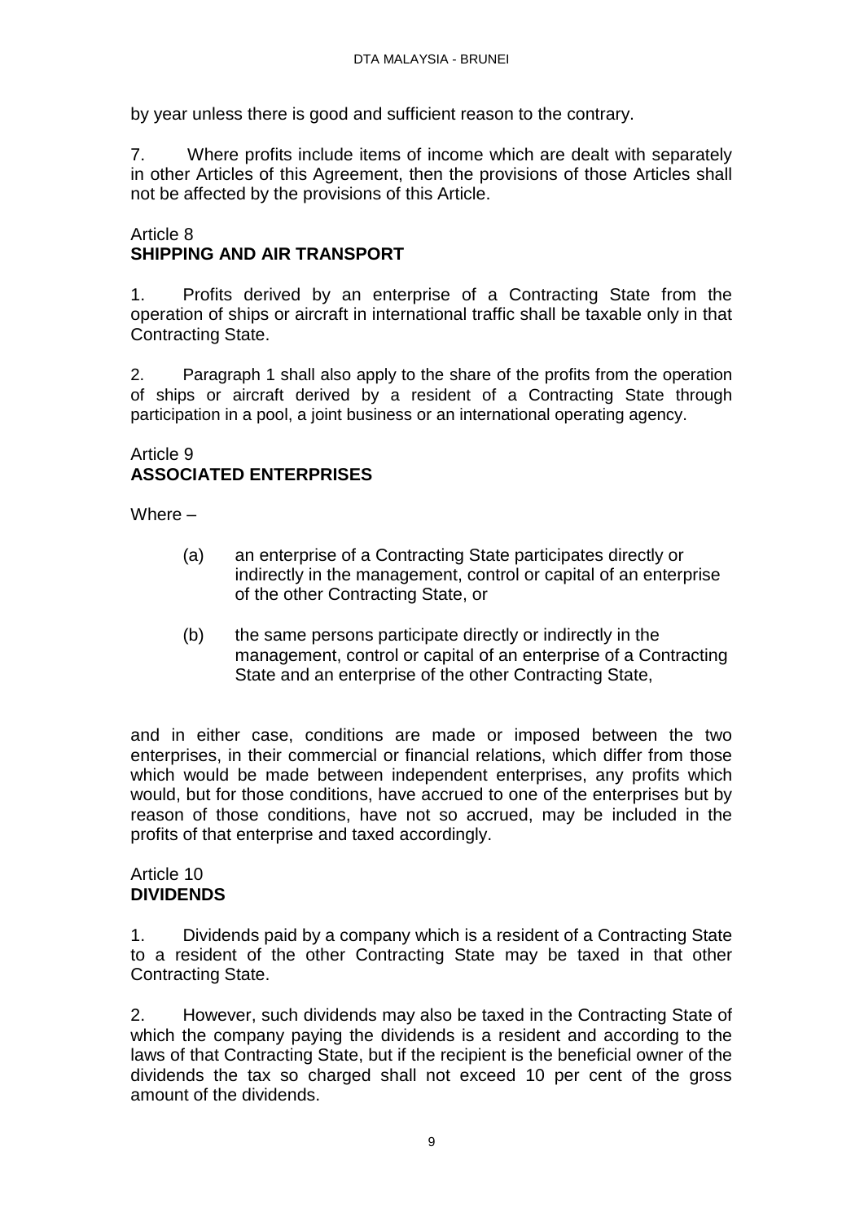by year unless there is good and sufficient reason to the contrary.

7. Where profits include items of income which are dealt with separately in other Articles of this Agreement, then the provisions of those Articles shall not be affected by the provisions of this Article.

Article 8
**SHIPPING AND AIR TRANSPORT**

1. Profits derived by an enterprise of a Contracting State from the operation of ships or aircraft in international traffic shall be taxable only in that Contracting State.

2. Paragraph 1 shall also apply to the share of the profits from the operation of ships or aircraft derived by a resident of a Contracting State through participation in a pool, a joint business or an international operating agency.

Article 9
**ASSOCIATED ENTERPRISES**

Where –

(a) an enterprise of a Contracting State participates directly or indirectly in the management, control or capital of an enterprise of the other Contracting State, or

(b) the same persons participate directly or indirectly in the management, control or capital of an enterprise of a Contracting State and an enterprise of the other Contracting State,

and in either case, conditions are made or imposed between the two enterprises, in their commercial or financial relations, which differ from those which would be made between independent enterprises, any profits which would, but for those conditions, have accrued to one of the enterprises but by reason of those conditions, have not so accrued, may be included in the profits of that enterprise and taxed accordingly.

Article 10
**DIVIDENDS**

1. Dividends paid by a company which is a resident of a Contracting State to a resident of the other Contracting State may be taxed in that other Contracting State.

2. However, such dividends may also be taxed in the Contracting State of which the company paying the dividends is a resident and according to the laws of that Contracting State, but if the recipient is the beneficial owner of the dividends the tax so charged shall not exceed 10 per cent of the gross amount of the dividends.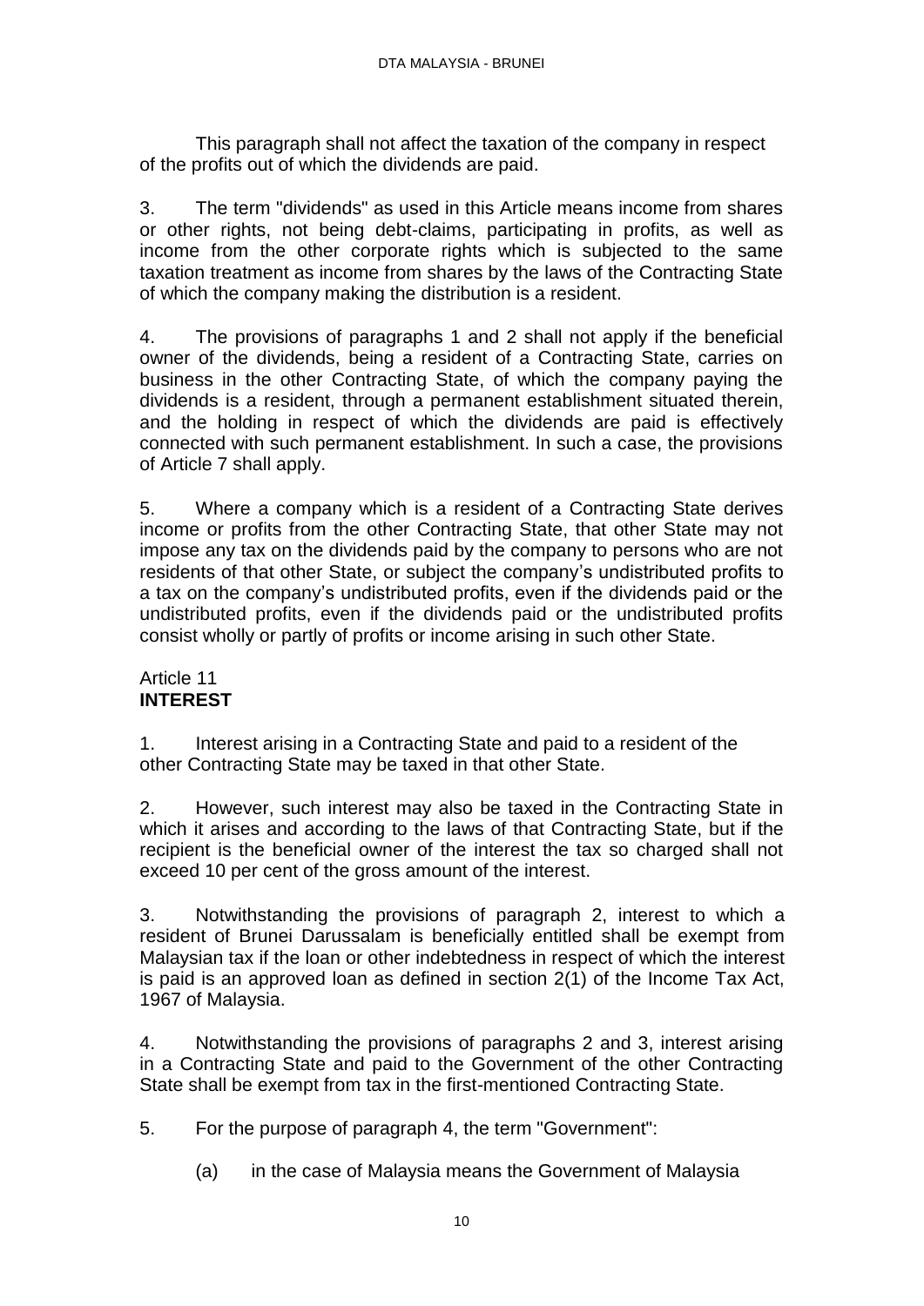This paragraph shall not affect the taxation of the company in respect of the profits out of which the dividends are paid.

3. The term "dividends" as used in this Article means income from shares or other rights, not being debt-claims, participating in profits, as well as income from the other corporate rights which is subjected to the same taxation treatment as income from shares by the laws of the Contracting State of which the company making the distribution is a resident.

4. The provisions of paragraphs 1 and 2 shall not apply if the beneficial owner of the dividends, being a resident of a Contracting State, carries on business in the other Contracting State, of which the company paying the dividends is a resident, through a permanent establishment situated therein, and the holding in respect of which the dividends are paid is effectively connected with such permanent establishment. In such a case, the provisions of Article 7 shall apply.

5. Where a company which is a resident of a Contracting State derives income or profits from the other Contracting State, that other State may not impose any tax on the dividends paid by the company to persons who are not residents of that other State, or subject the company's undistributed profits to a tax on the company's undistributed profits, even if the dividends paid or the undistributed profits, even if the dividends paid or the undistributed profits consist wholly or partly of profits or income arising in such other State.

## Article 11
## **INTEREST**

1. Interest arising in a Contracting State and paid to a resident of the other Contracting State may be taxed in that other State.

2. However, such interest may also be taxed in the Contracting State in which it arises and according to the laws of that Contracting State, but if the recipient is the beneficial owner of the interest the tax so charged shall not exceed 10 per cent of the gross amount of the interest.

3. Notwithstanding the provisions of paragraph 2, interest to which a resident of Brunei Darussalam is beneficially entitled shall be exempt from Malaysian tax if the loan or other indebtedness in respect of which the interest is paid is an approved loan as defined in section 2(1) of the Income Tax Act, 1967 of Malaysia.

4. Notwithstanding the provisions of paragraphs 2 and 3, interest arising in a Contracting State and paid to the Government of the other Contracting State shall be exempt from tax in the first-mentioned Contracting State.

5. For the purpose of paragraph 4, the term "Government":

   (a) in the case of Malaysia means the Government of Malaysia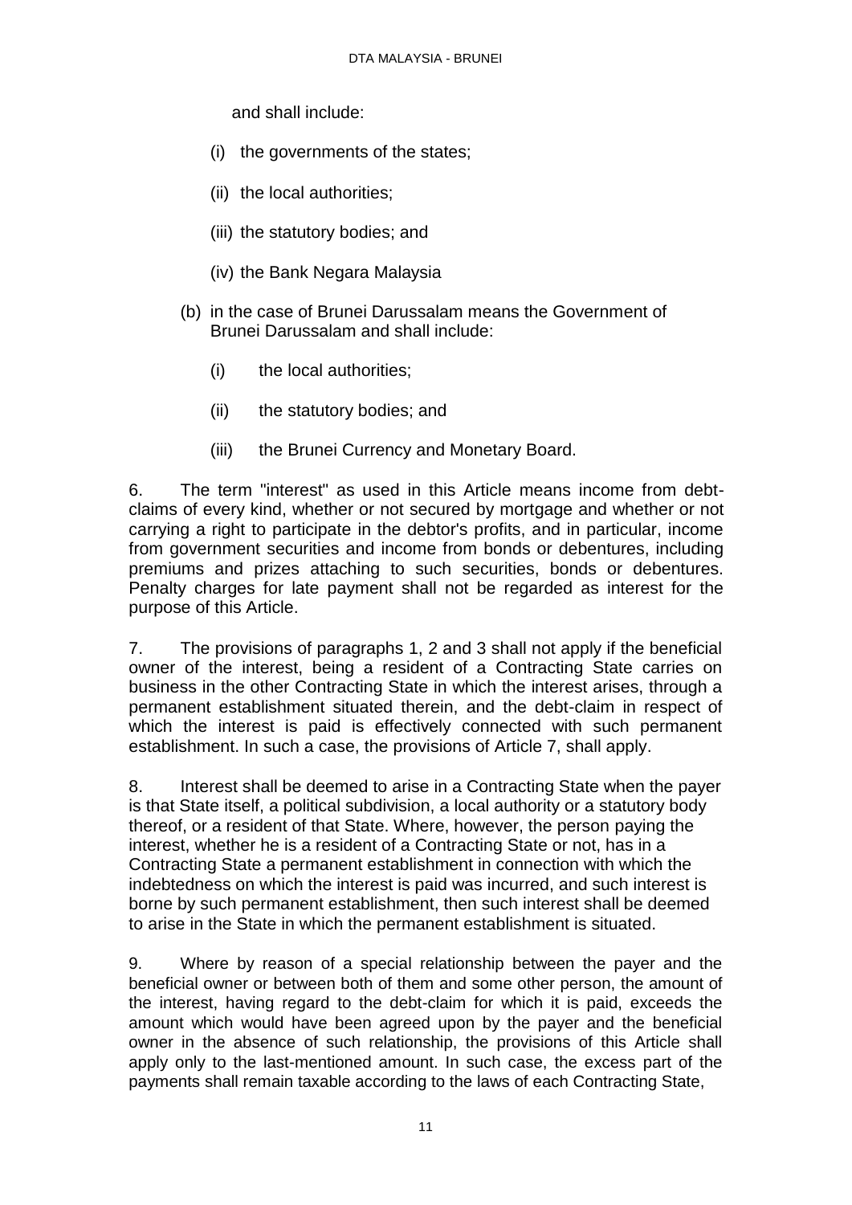and shall include:

(i) the governments of the states;

(ii) the local authorities;

(iii) the statutory bodies; and

(iv) the Bank Negara Malaysia

(b) in the case of Brunei Darussalam means the Government of Brunei Darussalam and shall include:

(i) the local authorities;

(ii) the statutory bodies; and

(iii) the Brunei Currency and Monetary Board.

6. The term "interest" as used in this Article means income from debt-claims of every kind, whether or not secured by mortgage and whether or not carrying a right to participate in the debtor's profits, and in particular, income from government securities and income from bonds or debentures, including premiums and prizes attaching to such securities, bonds or debentures. Penalty charges for late payment shall not be regarded as interest for the purpose of this Article.

7. The provisions of paragraphs 1, 2 and 3 shall not apply if the beneficial owner of the interest, being a resident of a Contracting State carries on business in the other Contracting State in which the interest arises, through a permanent establishment situated therein, and the debt-claim in respect of which the interest is paid is effectively connected with such permanent establishment. In such a case, the provisions of Article 7, shall apply.

8. Interest shall be deemed to arise in a Contracting State when the payer is that State itself, a political subdivision, a local authority or a statutory body thereof, or a resident of that State. Where, however, the person paying the interest, whether he is a resident of a Contracting State or not, has in a Contracting State a permanent establishment in connection with which the indebtedness on which the interest is paid was incurred, and such interest is borne by such permanent establishment, then such interest shall be deemed to arise in the State in which the permanent establishment is situated.

9. Where by reason of a special relationship between the payer and the beneficial owner or between both of them and some other person, the amount of the interest, having regard to the debt-claim for which it is paid, exceeds the amount which would have been agreed upon by the payer and the beneficial owner in the absence of such relationship, the provisions of this Article shall apply only to the last-mentioned amount. In such case, the excess part of the payments shall remain taxable according to the laws of each Contracting State,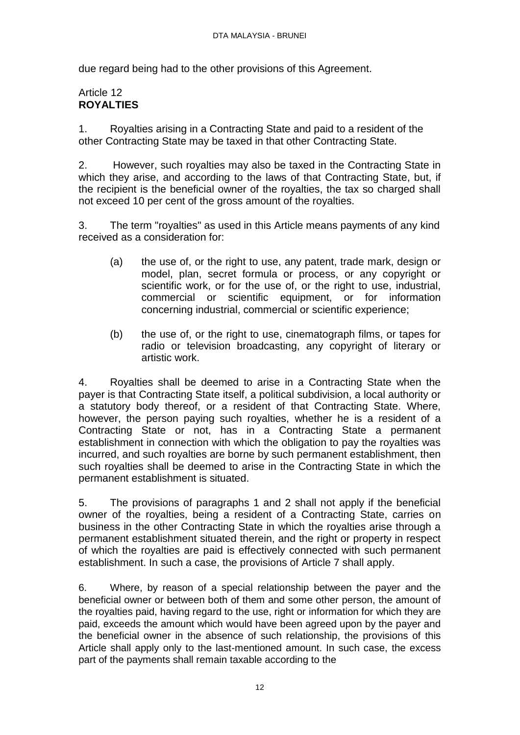due regard being had to the other provisions of this Agreement.

## Article 12
## **ROYALTIES**

1. Royalties arising in a Contracting State and paid to a resident of the other Contracting State may be taxed in that other Contracting State.

2. However, such royalties may also be taxed in the Contracting State in which they arise, and according to the laws of that Contracting State, but, if the recipient is the beneficial owner of the royalties, the tax so charged shall not exceed 10 per cent of the gross amount of the royalties.

3. The term "royalties" as used in this Article means payments of any kind received as a consideration for:

   (a) the use of, or the right to use, any patent, trade mark, design or model, plan, secret formula or process, or any copyright or scientific work, or for the use of, or the right to use, industrial, commercial or scientific equipment, or for information concerning industrial, commercial or scientific experience;

   (b) the use of, or the right to use, cinematograph films, or tapes for radio or television broadcasting, any copyright of literary or artistic work.

4. Royalties shall be deemed to arise in a Contracting State when the payer is that Contracting State itself, a political subdivision, a local authority or a statutory body thereof, or a resident of that Contracting State. Where, however, the person paying such royalties, whether he is a resident of a Contracting State or not, has in a Contracting State a permanent establishment in connection with which the obligation to pay the royalties was incurred, and such royalties are borne by such permanent establishment, then such royalties shall be deemed to arise in the Contracting State in which the permanent establishment is situated.

5. The provisions of paragraphs 1 and 2 shall not apply if the beneficial owner of the royalties, being a resident of a Contracting State, carries on business in the other Contracting State in which the royalties arise through a permanent establishment situated therein, and the right or property in respect of which the royalties are paid is effectively connected with such permanent establishment. In such a case, the provisions of Article 7 shall apply.

6. Where, by reason of a special relationship between the payer and the beneficial owner or between both of them and some other person, the amount of the royalties paid, having regard to the use, right or information for which they are paid, exceeds the amount which would have been agreed upon by the payer and the beneficial owner in the absence of such relationship, the provisions of this Article shall apply only to the last-mentioned amount. In such case, the excess part of the payments shall remain taxable according to the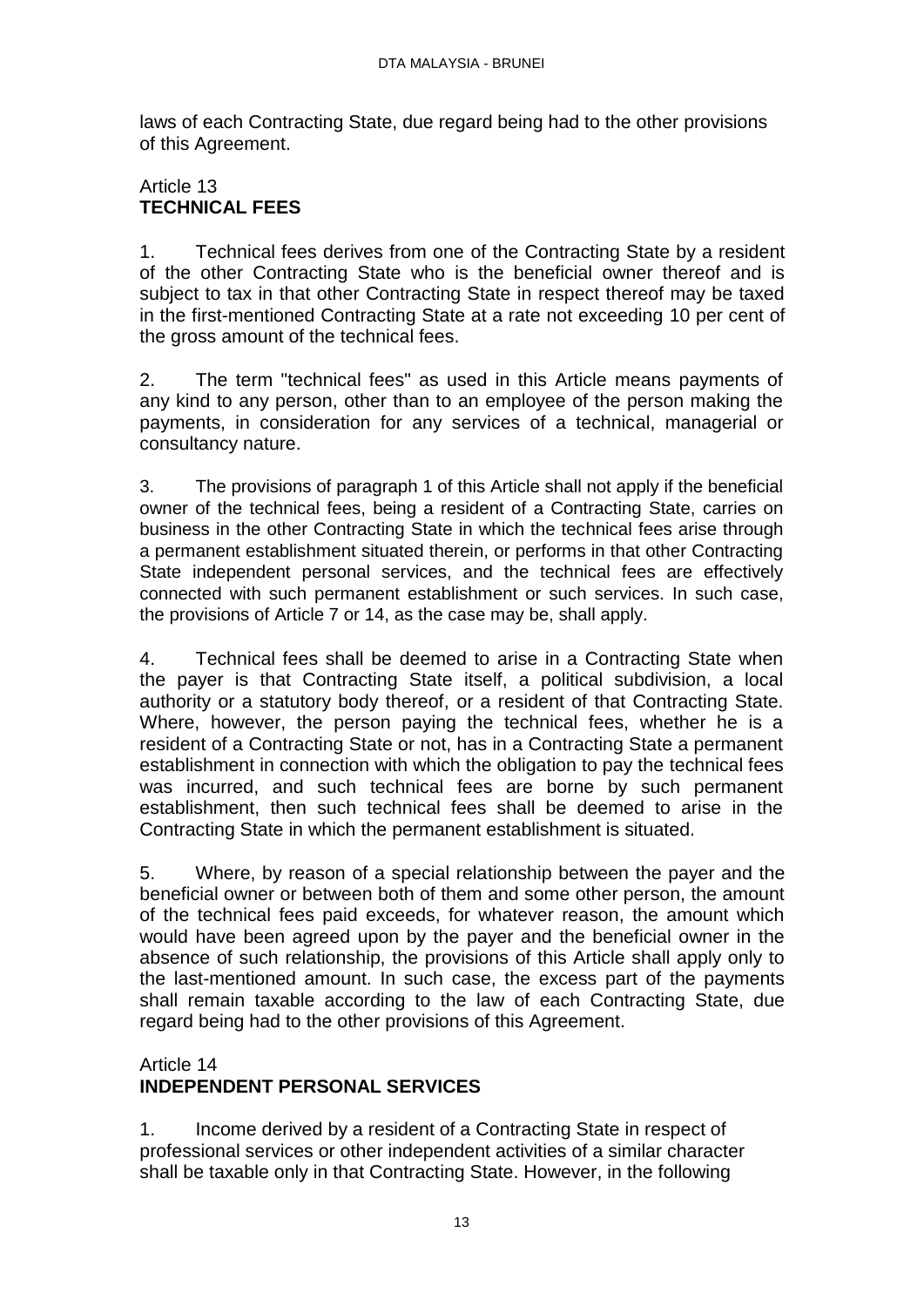laws of each Contracting State, due regard being had to the other provisions of this Agreement.

Article 13
**TECHNICAL FEES**

1. Technical fees derives from one of the Contracting State by a resident of the other Contracting State who is the beneficial owner thereof and is subject to tax in that other Contracting State in respect thereof may be taxed in the first-mentioned Contracting State at a rate not exceeding 10 per cent of the gross amount of the technical fees.

2. The term "technical fees" as used in this Article means payments of any kind to any person, other than to an employee of the person making the payments, in consideration for any services of a technical, managerial or consultancy nature.

3. The provisions of paragraph 1 of this Article shall not apply if the beneficial owner of the technical fees, being a resident of a Contracting State, carries on business in the other Contracting State in which the technical fees arise through a permanent establishment situated therein, or performs in that other Contracting State independent personal services, and the technical fees are effectively connected with such permanent establishment or such services. In such case, the provisions of Article 7 or 14, as the case may be, shall apply.

4. Technical fees shall be deemed to arise in a Contracting State when the payer is that Contracting State itself, a political subdivision, a local authority or a statutory body thereof, or a resident of that Contracting State. Where, however, the person paying the technical fees, whether he is a resident of a Contracting State or not, has in a Contracting State a permanent establishment in connection with which the obligation to pay the technical fees was incurred, and such technical fees are borne by such permanent establishment, then such technical fees shall be deemed to arise in the Contracting State in which the permanent establishment is situated.

5. Where, by reason of a special relationship between the payer and the beneficial owner or between both of them and some other person, the amount of the technical fees paid exceeds, for whatever reason, the amount which would have been agreed upon by the payer and the beneficial owner in the absence of such relationship, the provisions of this Article shall apply only to the last-mentioned amount. In such case, the excess part of the payments shall remain taxable according to the law of each Contracting State, due regard being had to the other provisions of this Agreement.

Article 14
**INDEPENDENT PERSONAL SERVICES**

1. Income derived by a resident of a Contracting State in respect of professional services or other independent activities of a similar character shall be taxable only in that Contracting State. However, in the following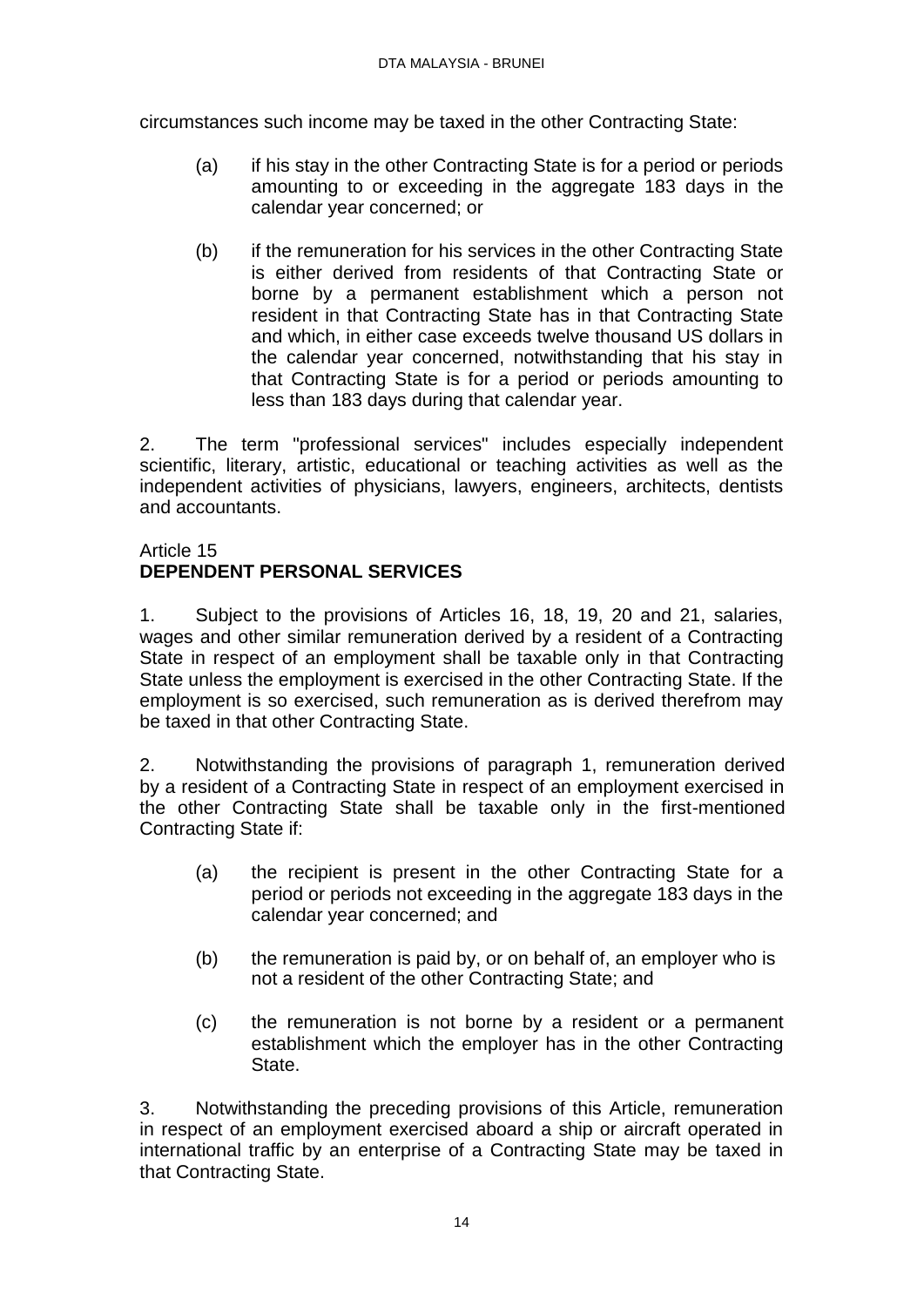circumstances such income may be taxed in the other Contracting State:

(a) if his stay in the other Contracting State is for a period or periods amounting to or exceeding in the aggregate 183 days in the calendar year concerned; or

(b) if the remuneration for his services in the other Contracting State is either derived from residents of that Contracting State or borne by a permanent establishment which a person not resident in that Contracting State has in that Contracting State and which, in either case exceeds twelve thousand US dollars in the calendar year concerned, notwithstanding that his stay in that Contracting State is for a period or periods amounting to less than 183 days during that calendar year.

2. The term "professional services" includes especially independent scientific, literary, artistic, educational or teaching activities as well as the independent activities of physicians, lawyers, engineers, architects, dentists and accountants.

## Article 15
## **DEPENDENT PERSONAL SERVICES**

1. Subject to the provisions of Articles 16, 18, 19, 20 and 21, salaries, wages and other similar remuneration derived by a resident of a Contracting State in respect of an employment shall be taxable only in that Contracting State unless the employment is exercised in the other Contracting State. If the employment is so exercised, such remuneration as is derived therefrom may be taxed in that other Contracting State.

2. Notwithstanding the provisions of paragraph 1, remuneration derived by a resident of a Contracting State in respect of an employment exercised in the other Contracting State shall be taxable only in the first-mentioned Contracting State if:

(a) the recipient is present in the other Contracting State for a period or periods not exceeding in the aggregate 183 days in the calendar year concerned; and

(b) the remuneration is paid by, or on behalf of, an employer who is not a resident of the other Contracting State; and

(c) the remuneration is not borne by a resident or a permanent establishment which the employer has in the other Contracting State.

3. Notwithstanding the preceding provisions of this Article, remuneration in respect of an employment exercised aboard a ship or aircraft operated in international traffic by an enterprise of a Contracting State may be taxed in that Contracting State.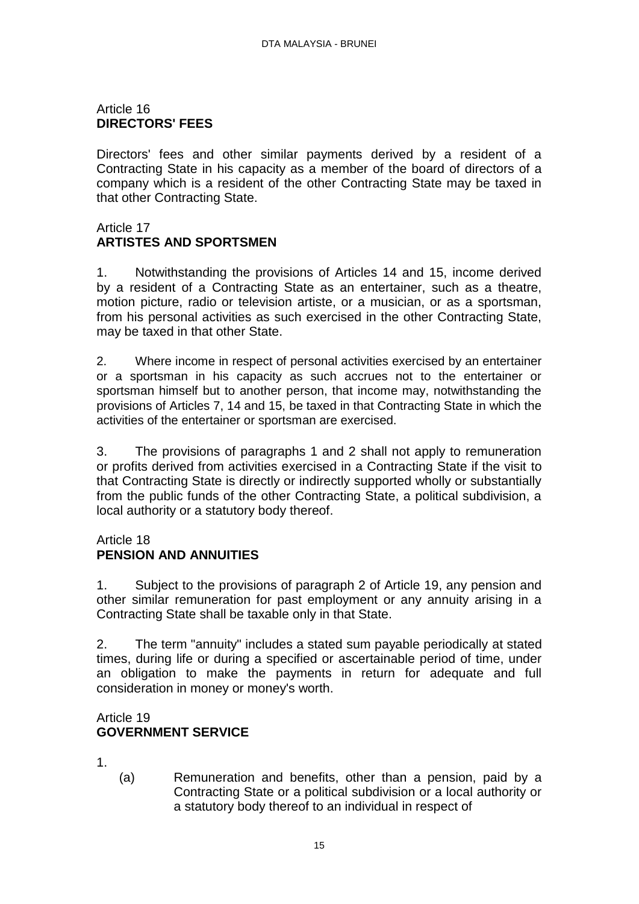## Article 16
**DIRECTORS' FEES**

Directors' fees and other similar payments derived by a resident of a Contracting State in his capacity as a member of the board of directors of a company which is a resident of the other Contracting State may be taxed in that other Contracting State.

## Article 17
**ARTISTES AND SPORTSMEN**

1. Notwithstanding the provisions of Articles 14 and 15, income derived by a resident of a Contracting State as an entertainer, such as a theatre, motion picture, radio or television artiste, or a musician, or as a sportsman, from his personal activities as such exercised in the other Contracting State, may be taxed in that other State.

2. Where income in respect of personal activities exercised by an entertainer or a sportsman in his capacity as such accrues not to the entertainer or sportsman himself but to another person, that income may, notwithstanding the provisions of Articles 7, 14 and 15, be taxed in that Contracting State in which the activities of the entertainer or sportsman are exercised.

3. The provisions of paragraphs 1 and 2 shall not apply to remuneration or profits derived from activities exercised in a Contracting State if the visit to that Contracting State is directly or indirectly supported wholly or substantially from the public funds of the other Contracting State, a political subdivision, a local authority or a statutory body thereof.

## Article 18
**PENSION AND ANNUITIES**

1. Subject to the provisions of paragraph 2 of Article 19, any pension and other similar remuneration for past employment or any annuity arising in a Contracting State shall be taxable only in that State.

2. The term "annuity" includes a stated sum payable periodically at stated times, during life or during a specified or ascertainable period of time, under an obligation to make the payments in return for adequate and full consideration in money or money's worth.

## Article 19
**GOVERNMENT SERVICE**

1.
   (a) Remuneration and benefits, other than a pension, paid by a Contracting State or a political subdivision or a local authority or a statutory body thereof to an individual in respect of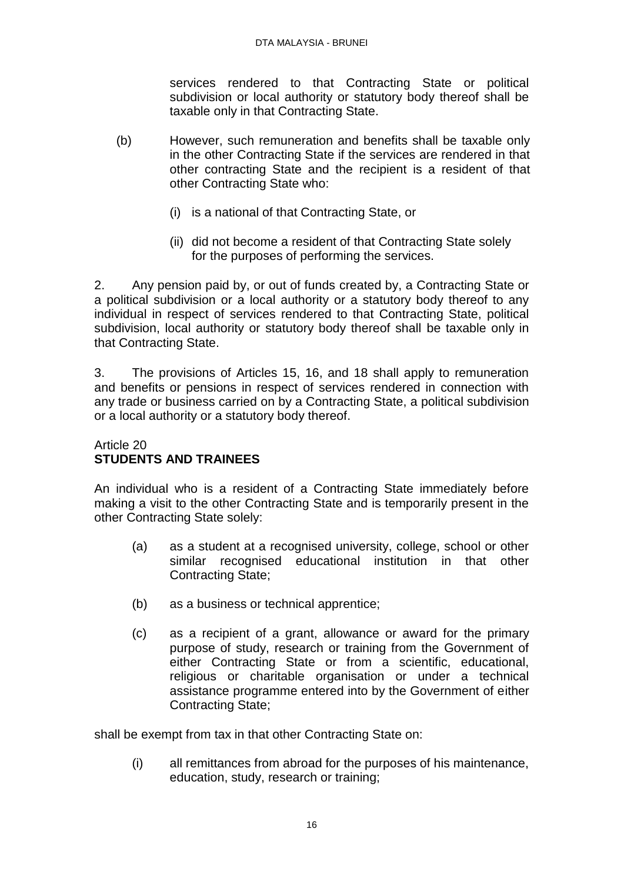services rendered to that Contracting State or political subdivision or local authority or statutory body thereof shall be taxable only in that Contracting State.

(b) However, such remuneration and benefits shall be taxable only in the other Contracting State if the services are rendered in that other contracting State and the recipient is a resident of that other Contracting State who:

(i) is a national of that Contracting State, or

(ii) did not become a resident of that Contracting State solely for the purposes of performing the services.

2. Any pension paid by, or out of funds created by, a Contracting State or a political subdivision or a local authority or a statutory body thereof to any individual in respect of services rendered to that Contracting State, political subdivision, local authority or statutory body thereof shall be taxable only in that Contracting State.

3. The provisions of Articles 15, 16, and 18 shall apply to remuneration and benefits or pensions in respect of services rendered in connection with any trade or business carried on by a Contracting State, a political subdivision or a local authority or a statutory body thereof.

Article 20
## STUDENTS AND TRAINEES

An individual who is a resident of a Contracting State immediately before making a visit to the other Contracting State and is temporarily present in the other Contracting State solely:

(a) as a student at a recognised university, college, school or other similar recognised educational institution in that other Contracting State;

(b) as a business or technical apprentice;

(c) as a recipient of a grant, allowance or award for the primary purpose of study, research or training from the Government of either Contracting State or from a scientific, educational, religious or charitable organisation or under a technical assistance programme entered into by the Government of either Contracting State;

shall be exempt from tax in that other Contracting State on:

(i) all remittances from abroad for the purposes of his maintenance, education, study, research or training;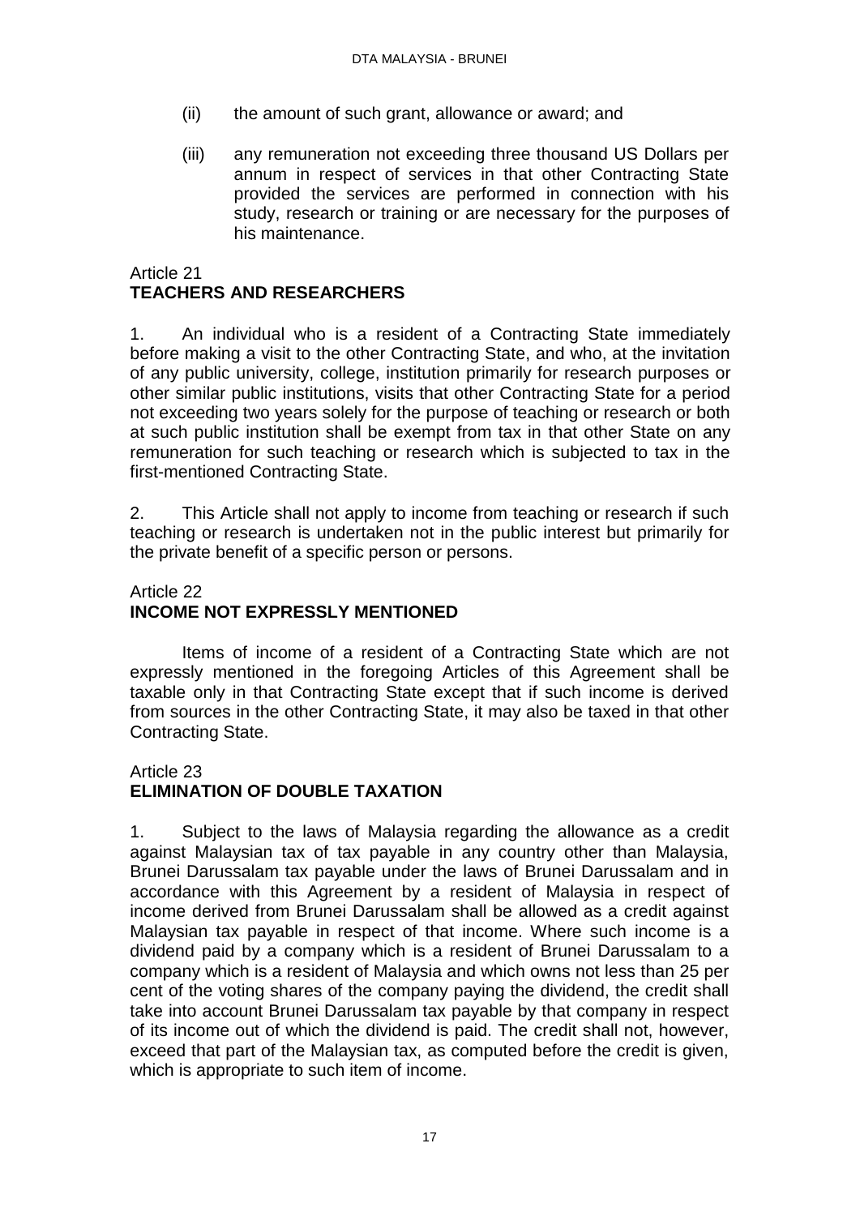(ii) the amount of such grant, allowance or award; and

(iii) any remuneration not exceeding three thousand US Dollars per annum in respect of services in that other Contracting State provided the services are performed in connection with his study, research or training or are necessary for the purposes of his maintenance.

Article 21
**TEACHERS AND RESEARCHERS**

1. An individual who is a resident of a Contracting State immediately before making a visit to the other Contracting State, and who, at the invitation of any public university, college, institution primarily for research purposes or other similar public institutions, visits that other Contracting State for a period not exceeding two years solely for the purpose of teaching or research or both at such public institution shall be exempt from tax in that other State on any remuneration for such teaching or research which is subjected to tax in the first-mentioned Contracting State.

2. This Article shall not apply to income from teaching or research if such teaching or research is undertaken not in the public interest but primarily for the private benefit of a specific person or persons.

Article 22
**INCOME NOT EXPRESSLY MENTIONED**

Items of income of a resident of a Contracting State which are not expressly mentioned in the foregoing Articles of this Agreement shall be taxable only in that Contracting State except that if such income is derived from sources in the other Contracting State, it may also be taxed in that other Contracting State.

Article 23
**ELIMINATION OF DOUBLE TAXATION**

1. Subject to the laws of Malaysia regarding the allowance as a credit against Malaysian tax of tax payable in any country other than Malaysia, Brunei Darussalam tax payable under the laws of Brunei Darussalam and in accordance with this Agreement by a resident of Malaysia in respect of income derived from Brunei Darussalam shall be allowed as a credit against Malaysian tax payable in respect of that income. Where such income is a dividend paid by a company which is a resident of Brunei Darussalam to a company which is a resident of Malaysia and which owns not less than 25 per cent of the voting shares of the company paying the dividend, the credit shall take into account Brunei Darussalam tax payable by that company in respect of its income out of which the dividend is paid. The credit shall not, however, exceed that part of the Malaysian tax, as computed before the credit is given, which is appropriate to such item of income.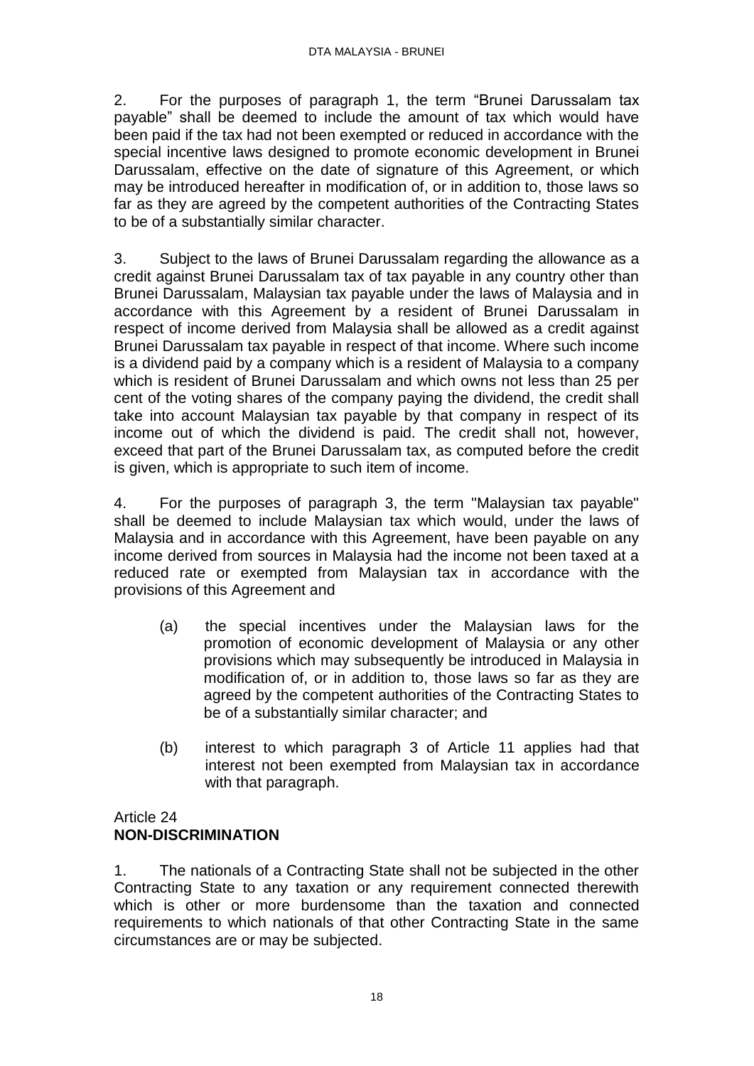2. For the purposes of paragraph 1, the term "Brunei Darussalam tax payable" shall be deemed to include the amount of tax which would have been paid if the tax had not been exempted or reduced in accordance with the special incentive laws designed to promote economic development in Brunei Darussalam, effective on the date of signature of this Agreement, or which may be introduced hereafter in modification of, or in addition to, those laws so far as they are agreed by the competent authorities of the Contracting States to be of a substantially similar character.

3. Subject to the laws of Brunei Darussalam regarding the allowance as a credit against Brunei Darussalam tax of tax payable in any country other than Brunei Darussalam, Malaysian tax payable under the laws of Malaysia and in accordance with this Agreement by a resident of Brunei Darussalam in respect of income derived from Malaysia shall be allowed as a credit against Brunei Darussalam tax payable in respect of that income. Where such income is a dividend paid by a company which is a resident of Malaysia to a company which is resident of Brunei Darussalam and which owns not less than 25 per cent of the voting shares of the company paying the dividend, the credit shall take into account Malaysian tax payable by that company in respect of its income out of which the dividend is paid. The credit shall not, however, exceed that part of the Brunei Darussalam tax, as computed before the credit is given, which is appropriate to such item of income.

4. For the purposes of paragraph 3, the term "Malaysian tax payable" shall be deemed to include Malaysian tax which would, under the laws of Malaysia and in accordance with this Agreement, have been payable on any income derived from sources in Malaysia had the income not been taxed at a reduced rate or exempted from Malaysian tax in accordance with the provisions of this Agreement and

(a) the special incentives under the Malaysian laws for the promotion of economic development of Malaysia or any other provisions which may subsequently be introduced in Malaysia in modification of, or in addition to, those laws so far as they are agreed by the competent authorities of the Contracting States to be of a substantially similar character; and

(b) interest to which paragraph 3 of Article 11 applies had that interest not been exempted from Malaysian tax in accordance with that paragraph.

Article 24
**NON-DISCRIMINATION**

1. The nationals of a Contracting State shall not be subjected in the other Contracting State to any taxation or any requirement connected therewith which is other or more burdensome than the taxation and connected requirements to which nationals of that other Contracting State in the same circumstances are or may be subjected.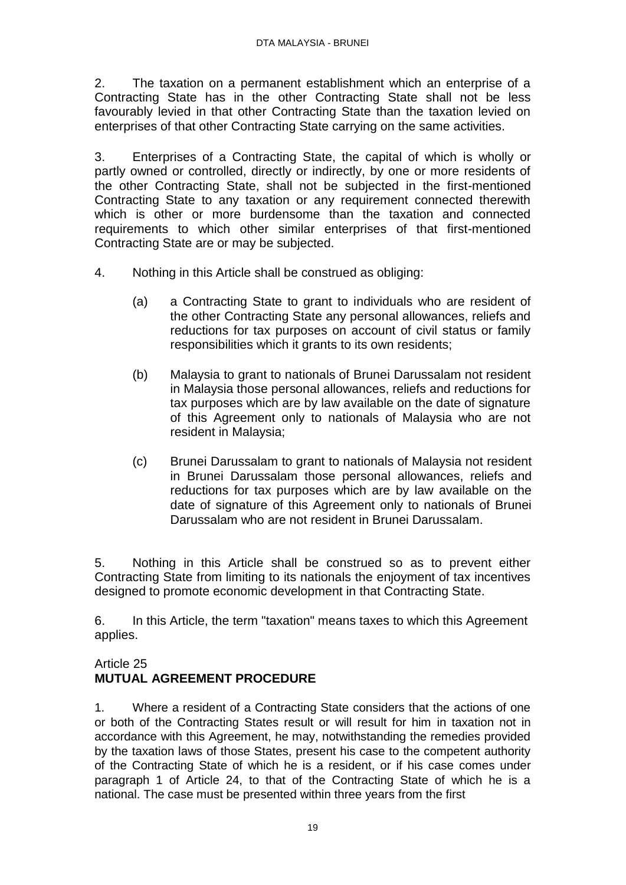2. The taxation on a permanent establishment which an enterprise of a Contracting State has in the other Contracting State shall not be less favourably levied in that other Contracting State than the taxation levied on enterprises of that other Contracting State carrying on the same activities.

3. Enterprises of a Contracting State, the capital of which is wholly or partly owned or controlled, directly or indirectly, by one or more residents of the other Contracting State, shall not be subjected in the first-mentioned Contracting State to any taxation or any requirement connected therewith which is other or more burdensome than the taxation and connected requirements to which other similar enterprises of that first-mentioned Contracting State are or may be subjected.

4. Nothing in this Article shall be construed as obliging:

(a) a Contracting State to grant to individuals who are resident of the other Contracting State any personal allowances, reliefs and reductions for tax purposes on account of civil status or family responsibilities which it grants to its own residents;

(b) Malaysia to grant to nationals of Brunei Darussalam not resident in Malaysia those personal allowances, reliefs and reductions for tax purposes which are by law available on the date of signature of this Agreement only to nationals of Malaysia who are not resident in Malaysia;

(c) Brunei Darussalam to grant to nationals of Malaysia not resident in Brunei Darussalam those personal allowances, reliefs and reductions for tax purposes which are by law available on the date of signature of this Agreement only to nationals of Brunei Darussalam who are not resident in Brunei Darussalam.

5. Nothing in this Article shall be construed so as to prevent either Contracting State from limiting to its nationals the enjoyment of tax incentives designed to promote economic development in that Contracting State.

6. In this Article, the term "taxation" means taxes to which this Agreement applies.

## Article 25
## MUTUAL AGREEMENT PROCEDURE

1. Where a resident of a Contracting State considers that the actions of one or both of the Contracting States result or will result for him in taxation not in accordance with this Agreement, he may, notwithstanding the remedies provided by the taxation laws of those States, present his case to the competent authority of the Contracting State of which he is a resident, or if his case comes under paragraph 1 of Article 24, to that of the Contracting State of which he is a national. The case must be presented within three years from the first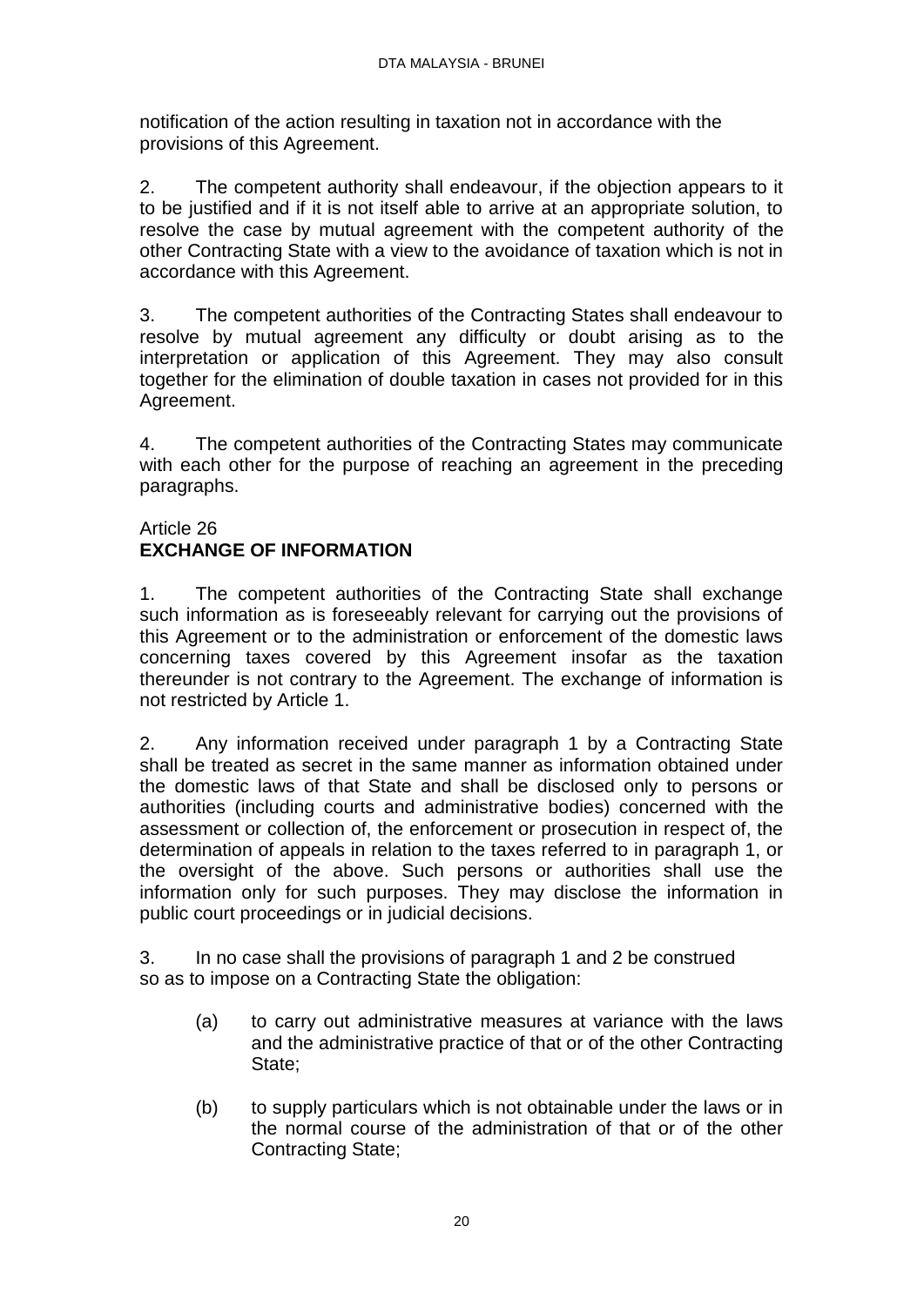notification of the action resulting in taxation not in accordance with the provisions of this Agreement.

2. The competent authority shall endeavour, if the objection appears to it to be justified and if it is not itself able to arrive at an appropriate solution, to resolve the case by mutual agreement with the competent authority of the other Contracting State with a view to the avoidance of taxation which is not in accordance with this Agreement.

3. The competent authorities of the Contracting States shall endeavour to resolve by mutual agreement any difficulty or doubt arising as to the interpretation or application of this Agreement. They may also consult together for the elimination of double taxation in cases not provided for in this Agreement.

4. The competent authorities of the Contracting States may communicate with each other for the purpose of reaching an agreement in the preceding paragraphs.

Article 26
**EXCHANGE OF INFORMATION**

1. The competent authorities of the Contracting State shall exchange such information as is foreseeably relevant for carrying out the provisions of this Agreement or to the administration or enforcement of the domestic laws concerning taxes covered by this Agreement insofar as the taxation thereunder is not contrary to the Agreement. The exchange of information is not restricted by Article 1.

2. Any information received under paragraph 1 by a Contracting State shall be treated as secret in the same manner as information obtained under the domestic laws of that State and shall be disclosed only to persons or authorities (including courts and administrative bodies) concerned with the assessment or collection of, the enforcement or prosecution in respect of, the determination of appeals in relation to the taxes referred to in paragraph 1, or the oversight of the above. Such persons or authorities shall use the information only for such purposes. They may disclose the information in public court proceedings or in judicial decisions.

3. In no case shall the provisions of paragraph 1 and 2 be construed so as to impose on a Contracting State the obligation:

(a) to carry out administrative measures at variance with the laws and the administrative practice of that or of the other Contracting State;

(b) to supply particulars which is not obtainable under the laws or in the normal course of the administration of that or of the other Contracting State;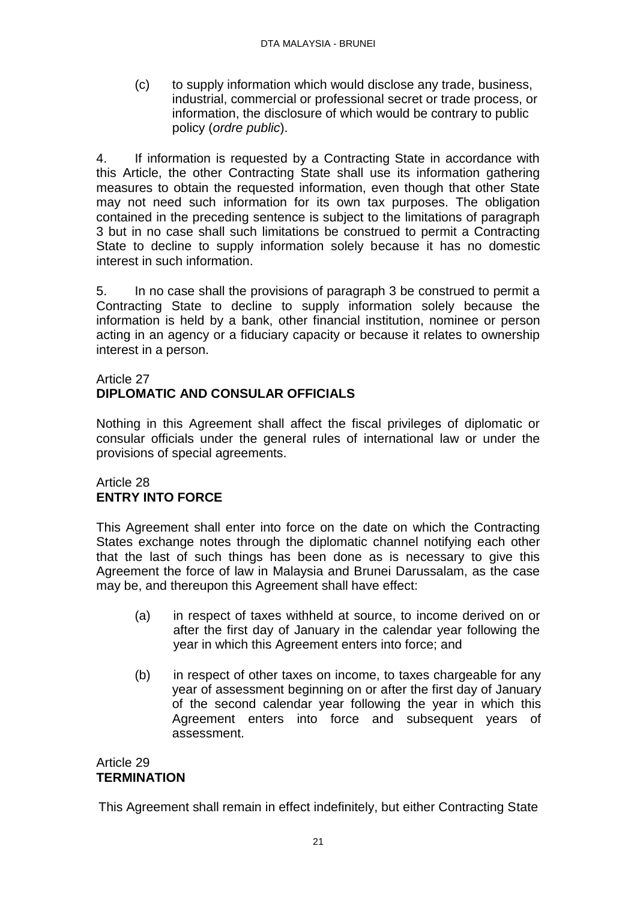(c) to supply information which would disclose any trade, business, industrial, commercial or professional secret or trade process, or information, the disclosure of which would be contrary to public policy (*ordre public*).

4. If information is requested by a Contracting State in accordance with this Article, the other Contracting State shall use its information gathering measures to obtain the requested information, even though that other State may not need such information for its own tax purposes. The obligation contained in the preceding sentence is subject to the limitations of paragraph 3 but in no case shall such limitations be construed to permit a Contracting State to decline to supply information solely because it has no domestic interest in such information.

5. In no case shall the provisions of paragraph 3 be construed to permit a Contracting State to decline to supply information solely because the information is held by a bank, other financial institution, nominee or person acting in an agency or a fiduciary capacity or because it relates to ownership interest in a person.

Article 27
**DIPLOMATIC AND CONSULAR OFFICIALS**

Nothing in this Agreement shall affect the fiscal privileges of diplomatic or consular officials under the general rules of international law or under the provisions of special agreements.

Article 28
**ENTRY INTO FORCE**

This Agreement shall enter into force on the date on which the Contracting States exchange notes through the diplomatic channel notifying each other that the last of such things has been done as is necessary to give this Agreement the force of law in Malaysia and Brunei Darussalam, as the case may be, and thereupon this Agreement shall have effect:

(a) in respect of taxes withheld at source, to income derived on or after the first day of January in the calendar year following the year in which this Agreement enters into force; and

(b) in respect of other taxes on income, to taxes chargeable for any year of assessment beginning on or after the first day of January of the second calendar year following the year in which this Agreement enters into force and subsequent years of assessment.

Article 29
**TERMINATION**

This Agreement shall remain in effect indefinitely, but either Contracting State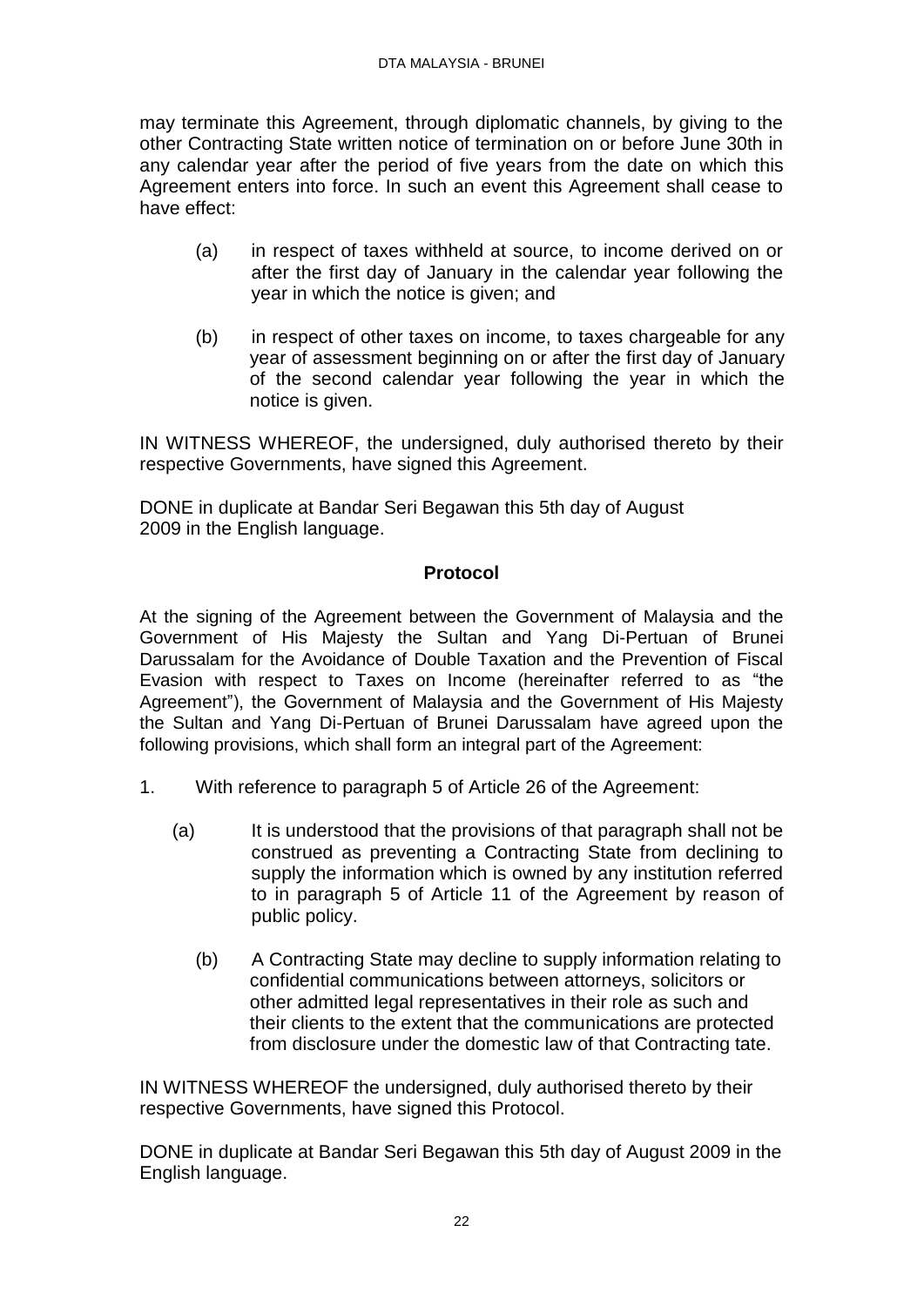may terminate this Agreement, through diplomatic channels, by giving to the other Contracting State written notice of termination on or before June 30th in any calendar year after the period of five years from the date on which this Agreement enters into force. In such an event this Agreement shall cease to have effect:

(a) in respect of taxes withheld at source, to income derived on or after the first day of January in the calendar year following the year in which the notice is given; and

(b) in respect of other taxes on income, to taxes chargeable for any year of assessment beginning on or after the first day of January of the second calendar year following the year in which the notice is given.

IN WITNESS WHEREOF, the undersigned, duly authorised thereto by their respective Governments, have signed this Agreement.

DONE in duplicate at Bandar Seri Begawan this 5th day of August 2009 in the English language.

## Protocol

At the signing of the Agreement between the Government of Malaysia and the Government of His Majesty the Sultan and Yang Di-Pertuan of Brunei Darussalam for the Avoidance of Double Taxation and the Prevention of Fiscal Evasion with respect to Taxes on Income (hereinafter referred to as "the Agreement"), the Government of Malaysia and the Government of His Majesty the Sultan and Yang Di-Pertuan of Brunei Darussalam have agreed upon the following provisions, which shall form an integral part of the Agreement:

1. With reference to paragraph 5 of Article 26 of the Agreement:

   (a) It is understood that the provisions of that paragraph shall not be construed as preventing a Contracting State from declining to supply the information which is owned by any institution referred to in paragraph 5 of Article 11 of the Agreement by reason of public policy.

   (b) A Contracting State may decline to supply information relating to confidential communications between attorneys, solicitors or other admitted legal representatives in their role as such and their clients to the extent that the communications are protected from disclosure under the domestic law of that Contracting tate.

IN WITNESS WHEREOF the undersigned, duly authorised thereto by their respective Governments, have signed this Protocol.

DONE in duplicate at Bandar Seri Begawan this 5th day of August 2009 in the English language.